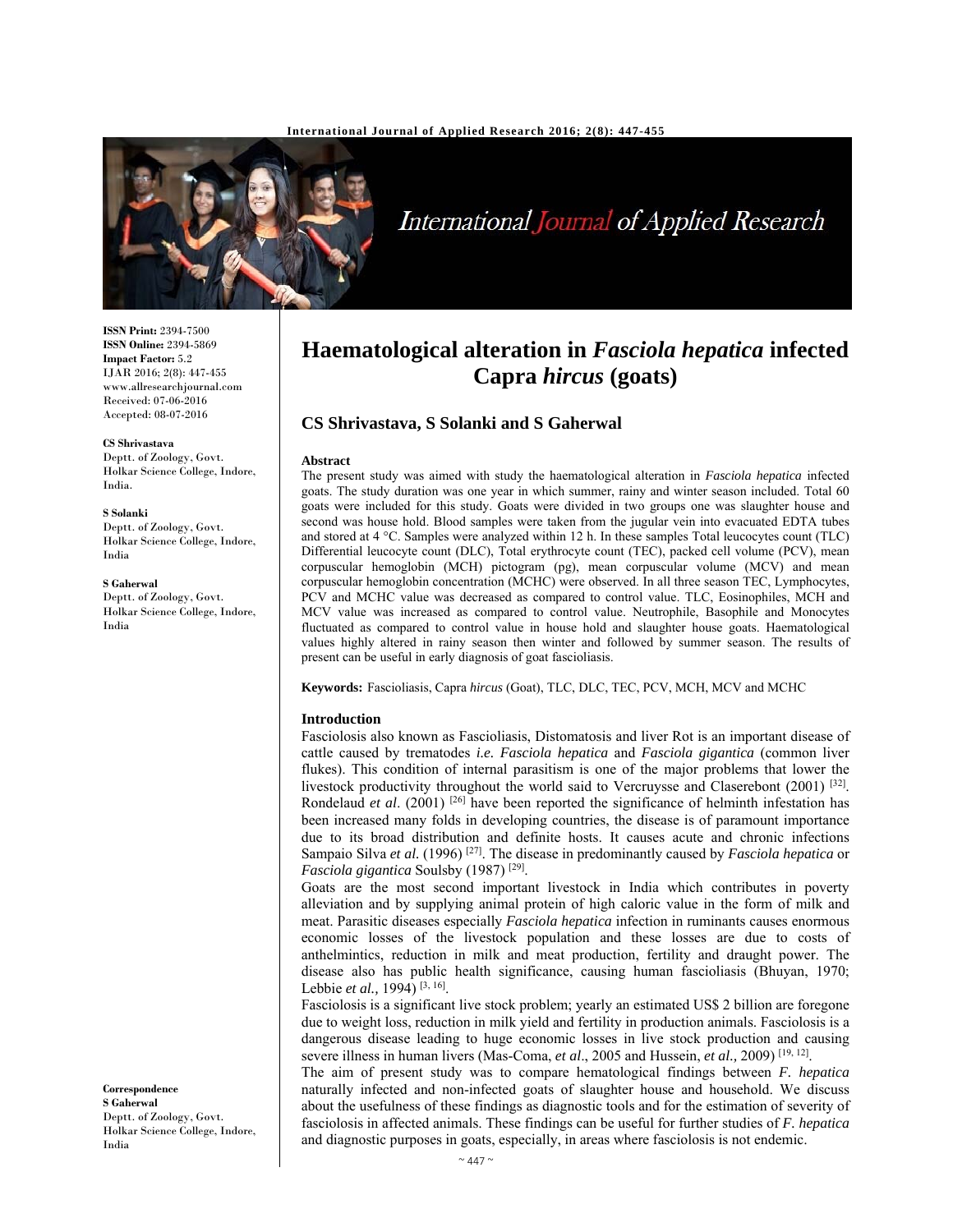# Haematological alteration in *Fasciola hepatica* infected Capra *hircus* (goats)

## CS Shrivastava, S Solanki and S Gaherwal

**ISSN Print:** 2394-7500
**ISSN Online:** 2394-5869
**Impact Factor:** 5.2
IJAR 2016; 2(8): 447-455
www.allresearchjournal.com
Received: 07-06-2016
Accepted: 08-07-2016

**CS Shrivastava**
Deptt. of Zoology, Govt. Holkar Science College, Indore, India.

**S Solanki**
Deptt. of Zoology, Govt. Holkar Science College, Indore, India

**S Gaherwal**
Deptt. of Zoology, Govt. Holkar Science College, Indore, India

**Correspondence**
**S Gaherwal**
Deptt. of Zoology, Govt. Holkar Science College, Indore, India

### Abstract

The present study was aimed with study the haematological alteration in *Fasciola hepatica* infected goats. The study duration was one year in which summer, rainy and winter season included. Total 60 goats were included for this study. Goats were divided in two groups one was slaughter house and second was house hold. Blood samples were taken from the jugular vein into evacuated EDTA tubes and stored at 4 °C. Samples were analyzed within 12 h. In these samples Total leucocytes count (TLC) Differential leucocyte count (DLC), Total erythrocyte count (TEC), packed cell volume (PCV), mean corpuscular hemoglobin (MCH) pictogram (pg), mean corpuscular volume (MCV) and mean corpuscular hemoglobin concentration (MCHC) were observed. In all three season TEC, Lymphocytes, PCV and MCHC value was decreased as compared to control value. TLC, Eosinophiles, MCH and MCV value was increased as compared to control value. Neutrophile, Basophile and Monocytes fluctuated as compared to control value in house hold and slaughter house goats. Haematological values highly altered in rainy season then winter and followed by summer season. The results of present can be useful in early diagnosis of goat fascioliasis.

**Keywords:** Fascioliasis, Capra *hircus* (Goat), TLC, DLC, TEC, PCV, MCH, MCV and MCHC

### Introduction

Fasciolosis also known as Fascioliasis, Distomatosis and liver Rot is an important disease of cattle caused by trematodes *i.e. Fasciola hepatica* and *Fasciola gigantica* (common liver flukes). This condition of internal parasitism is one of the major problems that lower the livestock productivity throughout the world said to Vercruysse and Claserebont (2001) [32]. Rondelaud *et al*. (2001) [26] have been reported the significance of helminth infestation has been increased many folds in developing countries, the disease is of paramount importance due to its broad distribution and definite hosts. It causes acute and chronic infections Sampaio Silva *et al.* (1996) [27]. The disease in predominantly caused by *Fasciola hepatica* or *Fasciola gigantica* Soulsby (1987) [29].

Goats are the most second important livestock in India which contributes in poverty alleviation and by supplying animal protein of high caloric value in the form of milk and meat. Parasitic diseases especially *Fasciola hepatica* infection in ruminants causes enormous economic losses of the livestock population and these losses are due to costs of anthelmintics, reduction in milk and meat production, fertility and draught power. The disease also has public health significance, causing human fascioliasis (Bhuyan, 1970; Lebbie *et al.,* 1994) [3, 16].

Fasciolosis is a significant live stock problem; yearly an estimated US$ 2 billion are foregone due to weight loss, reduction in milk yield and fertility in production animals. Fasciolosis is a dangerous disease leading to huge economic losses in live stock production and causing severe illness in human livers (Mas-Coma, *et al*., 2005 and Hussein, *et al.,* 2009) [19, 12].

The aim of present study was to compare hematological findings between *F. hepatica* naturally infected and non-infected goats of slaughter house and household. We discuss about the usefulness of these findings as diagnostic tools and for the estimation of severity of fasciolosis in affected animals. These findings can be useful for further studies of *F. hepatica* and diagnostic purposes in goats, especially, in areas where fasciolosis is not endemic.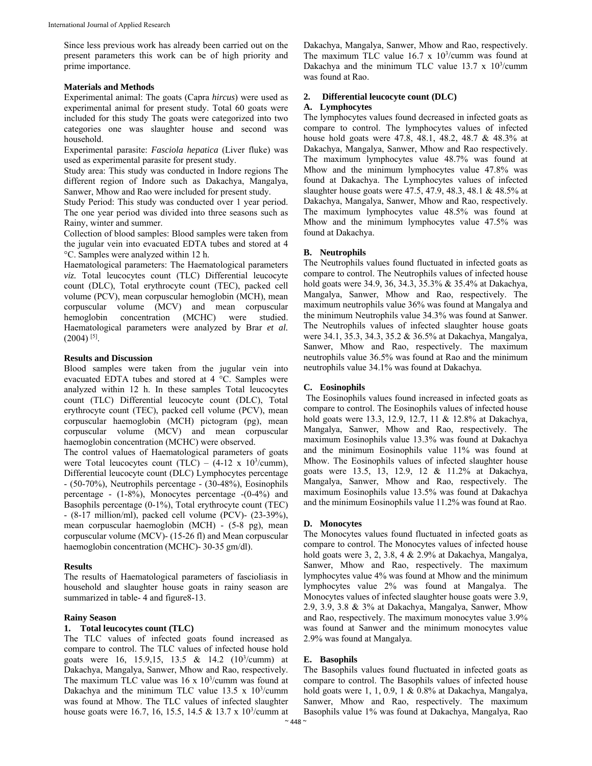Since less previous work has already been carried out on the present parameters this work can be of high priority and prime importance.

## Materials and Methods

Experimental animal: The goats (Capra *hircus*) were used as experimental animal for present study. Total 60 goats were included for this study The goats were categorized into two categories one was slaughter house and second was household.

Experimental parasite: *Fasciola hepatica* (Liver fluke) was used as experimental parasite for present study.

Study area: This study was conducted in Indore regions The different region of Indore such as Dakachya, Mangalya, Sanwer, Mhow and Rao were included for present study.

Study Period: This study was conducted over 1 year period. The one year period was divided into three seasons such as Rainy, winter and summer.

Collection of blood samples: Blood samples were taken from the jugular vein into evacuated EDTA tubes and stored at 4 °C. Samples were analyzed within 12 h.

Haematological parameters: The Haematological parameters *viz.* Total leucocytes count (TLC) Differential leucocyte count (DLC), Total erythrocyte count (TEC), packed cell volume (PCV), mean corpuscular hemoglobin (MCH), mean corpuscular volume (MCV) and mean corpuscular hemoglobin concentration (MCHC) were studied. Haematological parameters were analyzed by Brar *et al.* (2004) [5].

## Results and Discussion

Blood samples were taken from the jugular vein into evacuated EDTA tubes and stored at 4 °C. Samples were analyzed within 12 h. In these samples Total leucocytes count (TLC) Differential leucocyte count (DLC), Total erythrocyte count (TEC), packed cell volume (PCV), mean corpuscular haemoglobin (MCH) pictogram (pg), mean corpuscular volume (MCV) and mean corpuscular haemoglobin concentration (MCHC) were observed.

The control values of Haematological parameters of goats were Total leucocytes count (TLC) – (4-12 x $10^3$/cumm), Differential leucocyte count (DLC) Lymphocytes percentage - (50-70%), Neutrophils percentage - (30-48%), Eosinophils percentage - (1-8%), Monocytes percentage -(0-4%) and Basophils percentage (0-1%), Total erythrocyte count (TEC) - (8-17 million/ml), packed cell volume (PCV)- (23-39%), mean corpuscular haemoglobin (MCH) - (5-8 pg), mean corpuscular volume (MCV)- (15-26 fl) and Mean corpuscular haemoglobin concentration (MCHC)- 30-35 gm/dl).

## Results

The results of Haematological parameters of fascioliasis in household and slaughter house goats in rainy season are summarized in table- 4 and figure8-13.

### Rainy Season

#### 1. Total leucocytes count (TLC)

The TLC values of infected goats found increased as compare to control. The TLC values of infected house hold goats were 16, 15.9,15, 13.5 & 14.2 ($10^3$/cumm) at Dakachya, Mangalya, Sanwer, Mhow and Rao, respectively. The maximum TLC value was 16 x $10^3$/cumm was found at Dakachya and the minimum TLC value 13.5 x $10^3$/cumm was found at Mhow. The TLC values of infected slaughter house goats were 16.7, 16, 15.5, 14.5 & 13.7 x $10^3$/cumm at Dakachya, Mangalya, Sanwer, Mhow and Rao, respectively. The maximum TLC value 16.7 x $10^3$/cumm was found at Dakachya and the minimum TLC value 13.7 x $10^3$/cumm was found at Rao.

#### 2. Differential leucocyte count (DLC)

##### A. Lymphocytes

The lymphocytes values found decreased in infected goats as compare to control. The lymphocytes values of infected house hold goats were 47.8, 48.1, 48.2, 48.7 & 48.3% at Dakachya, Mangalya, Sanwer, Mhow and Rao respectively. The maximum lymphocytes value 48.7% was found at Mhow and the minimum lymphocytes value 47.8% was found at Dakachya. The Lymphocytes values of infected slaughter house goats were 47.5, 47.9, 48.3, 48.1 & 48.5% at Dakachya, Mangalya, Sanwer, Mhow and Rao, respectively. The maximum lymphocytes value 48.5% was found at Mhow and the minimum lymphocytes value 47.5% was found at Dakachya.

##### B. Neutrophils

The Neutrophils values found fluctuated in infected goats as compare to control. The Neutrophils values of infected house hold goats were 34.9, 36, 34.3, 35.3% & 35.4% at Dakachya, Mangalya, Sanwer, Mhow and Rao, respectively. The maximum neutrophils value 36% was found at Mangalya and the minimum Neutrophils value 34.3% was found at Sanwer. The Neutrophils values of infected slaughter house goats were 34.1, 35.3, 34.3, 35.2 & 36.5% at Dakachya, Mangalya, Sanwer, Mhow and Rao, respectively. The maximum neutrophils value 36.5% was found at Rao and the minimum neutrophils value 34.1% was found at Dakachya.

##### C. Eosinophils

The Eosinophils values found increased in infected goats as compare to control. The Eosinophils values of infected house hold goats were 13.3, 12.9, 12.7, 11 & 12.8% at Dakachya, Mangalya, Sanwer, Mhow and Rao, respectively. The maximum Eosinophils value 13.3% was found at Dakachya and the minimum Eosinophils value 11% was found at Mhow. The Eosinophils values of infected slaughter house goats were 13.5, 13, 12.9, 12 & 11.2% at Dakachya, Mangalya, Sanwer, Mhow and Rao, respectively. The maximum Eosinophils value 13.5% was found at Dakachya and the minimum Eosinophils value 11.2% was found at Rao.

##### D. Monocytes

The Monocytes values found fluctuated in infected goats as compare to control. The Monocytes values of infected house hold goats were 3, 2, 3.8, 4 & 2.9% at Dakachya, Mangalya, Sanwer, Mhow and Rao, respectively. The maximum lymphocytes value 4% was found at Mhow and the minimum lymphocytes value 2% was found at Mangalya. The Monocytes values of infected slaughter house goats were 3.9, 2.9, 3.9, 3.8 & 3% at Dakachya, Mangalya, Sanwer, Mhow and Rao, respectively. The maximum monocytes value 3.9% was found at Sanwer and the minimum monocytes value 2.9% was found at Mangalya.

##### E. Basophils

The Basophils values found fluctuated in infected goats as compare to control. The Basophils values of infected house hold goats were 1, 1, 0.9, 1 & 0.8% at Dakachya, Mangalya, Sanwer, Mhow and Rao, respectively. The maximum Basophils value 1% was found at Dakachya, Mangalya, Rao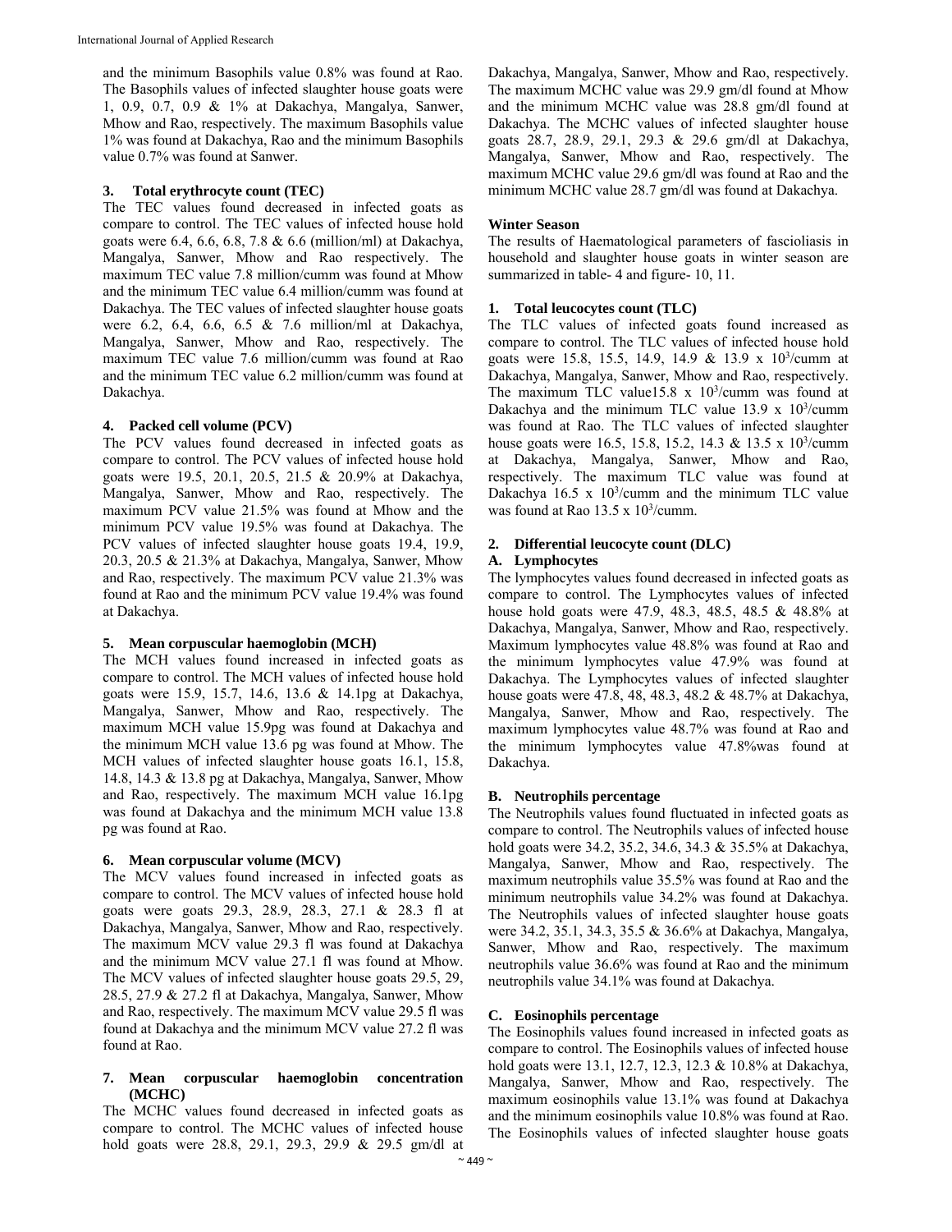and the minimum Basophils value 0.8% was found at Rao. The Basophils values of infected slaughter house goats were 1, 0.9, 0.7, 0.9 & 1% at Dakachya, Mangalya, Sanwer, Mhow and Rao, respectively. The maximum Basophils value 1% was found at Dakachya, Rao and the minimum Basophils value 0.7% was found at Sanwer.

### 3. Total erythrocyte count (TEC)

The TEC values found decreased in infected goats as compare to control. The TEC values of infected house hold goats were 6.4, 6.6, 6.8, 7.8 & 6.6 (million/ml) at Dakachya, Mangalya, Sanwer, Mhow and Rao respectively. The maximum TEC value 7.8 million/cumm was found at Mhow and the minimum TEC value 6.4 million/cumm was found at Dakachya. The TEC values of infected slaughter house goats were 6.2, 6.4, 6.6, 6.5 & 7.6 million/ml at Dakachya, Mangalya, Sanwer, Mhow and Rao, respectively. The maximum TEC value 7.6 million/cumm was found at Rao and the minimum TEC value 6.2 million/cumm was found at Dakachya.

### 4. Packed cell volume (PCV)

The PCV values found decreased in infected goats as compare to control. The PCV values of infected house hold goats were 19.5, 20.1, 20.5, 21.5 & 20.9% at Dakachya, Mangalya, Sanwer, Mhow and Rao, respectively. The maximum PCV value 21.5% was found at Mhow and the minimum PCV value 19.5% was found at Dakachya. The PCV values of infected slaughter house goats 19.4, 19.9, 20.3, 20.5 & 21.3% at Dakachya, Mangalya, Sanwer, Mhow and Rao, respectively. The maximum PCV value 21.3% was found at Rao and the minimum PCV value 19.4% was found at Dakachya.

### 5. Mean corpuscular haemoglobin (MCH)

The MCH values found increased in infected goats as compare to control. The MCH values of infected house hold goats were 15.9, 15.7, 14.6, 13.6 & 14.1pg at Dakachya, Mangalya, Sanwer, Mhow and Rao, respectively. The maximum MCH value 15.9pg was found at Dakachya and the minimum MCH value 13.6 pg was found at Mhow. The MCH values of infected slaughter house goats 16.1, 15.8, 14.8, 14.3 & 13.8 pg at Dakachya, Mangalya, Sanwer, Mhow and Rao, respectively. The maximum MCH value 16.1pg was found at Dakachya and the minimum MCH value 13.8 pg was found at Rao.

### 6. Mean corpuscular volume (MCV)

The MCV values found increased in infected goats as compare to control. The MCV values of infected house hold goats were goats 29.3, 28.9, 28.3, 27.1 & 28.3 fl at Dakachya, Mangalya, Sanwer, Mhow and Rao, respectively. The maximum MCV value 29.3 fl was found at Dakachya and the minimum MCV value 27.1 fl was found at Mhow. The MCV values of infected slaughter house goats 29.5, 29, 28.5, 27.9 & 27.2 fl at Dakachya, Mangalya, Sanwer, Mhow and Rao, respectively. The maximum MCV value 29.5 fl was found at Dakachya and the minimum MCV value 27.2 fl was found at Rao.

### 7. Mean corpuscular haemoglobin concentration (MCHC)

The MCHC values found decreased in infected goats as compare to control. The MCHC values of infected house hold goats were 28.8, 29.1, 29.3, 29.9 & 29.5 gm/dl at Dakachya, Mangalya, Sanwer, Mhow and Rao, respectively. The maximum MCHC value was 29.9 gm/dl found at Mhow and the minimum MCHC value was 28.8 gm/dl found at Dakachya. The MCHC values of infected slaughter house goats 28.7, 28.9, 29.1, 29.3 & 29.6 gm/dl at Dakachya, Mangalya, Sanwer, Mhow and Rao, respectively. The maximum MCHC value 29.6 gm/dl was found at Rao and the minimum MCHC value 28.7 gm/dl was found at Dakachya.

## Winter Season

The results of Haematological parameters of fascioliasis in household and slaughter house goats in winter season are summarized in table- 4 and figure- 10, 11.

### 1. Total leucocytes count (TLC)

The TLC values of infected goats found increased as compare to control. The TLC values of infected house hold goats were 15.8, 15.5, 14.9, 14.9 & 13.9 x $10^3$/cumm at Dakachya, Mangalya, Sanwer, Mhow and Rao, respectively. The maximum TLC value15.8 x $10^3$/cumm was found at Dakachya and the minimum TLC value 13.9 x $10^3$/cumm was found at Rao. The TLC values of infected slaughter house goats were 16.5, 15.8, 15.2, 14.3 & 13.5 x $10^3$/cumm at Dakachya, Mangalya, Sanwer, Mhow and Rao, respectively. The maximum TLC value was found at Dakachya 16.5 x $10^3$/cumm and the minimum TLC value was found at Rao 13.5 x $10^3$/cumm.

### 2. Differential leucocyte count (DLC)

#### A. Lymphocytes

The lymphocytes values found decreased in infected goats as compare to control. The Lymphocytes values of infected house hold goats were 47.9, 48.3, 48.5, 48.5 & 48.8% at Dakachya, Mangalya, Sanwer, Mhow and Rao, respectively. Maximum lymphocytes value 48.8% was found at Rao and the minimum lymphocytes value 47.9% was found at Dakachya. The Lymphocytes values of infected slaughter house goats were 47.8, 48, 48.3, 48.2 & 48.7% at Dakachya, Mangalya, Sanwer, Mhow and Rao, respectively. The maximum lymphocytes value 48.7% was found at Rao and the minimum lymphocytes value 47.8%was found at Dakachya.

#### B. Neutrophils percentage

The Neutrophils values found fluctuated in infected goats as compare to control. The Neutrophils values of infected house hold goats were 34.2, 35.2, 34.6, 34.3 & 35.5% at Dakachya, Mangalya, Sanwer, Mhow and Rao, respectively. The maximum neutrophils value 35.5% was found at Rao and the minimum neutrophils value 34.2% was found at Dakachya. The Neutrophils values of infected slaughter house goats were 34.2, 35.1, 34.3, 35.5 & 36.6% at Dakachya, Mangalya, Sanwer, Mhow and Rao, respectively. The maximum neutrophils value 36.6% was found at Rao and the minimum neutrophils value 34.1% was found at Dakachya.

#### C. Eosinophils percentage

The Eosinophils values found increased in infected goats as compare to control. The Eosinophils values of infected house hold goats were 13.1, 12.7, 12.3, 12.3 & 10.8% at Dakachya, Mangalya, Sanwer, Mhow and Rao, respectively. The maximum eosinophils value 13.1% was found at Dakachya and the minimum eosinophils value 10.8% was found at Rao. The Eosinophils values of infected slaughter house goats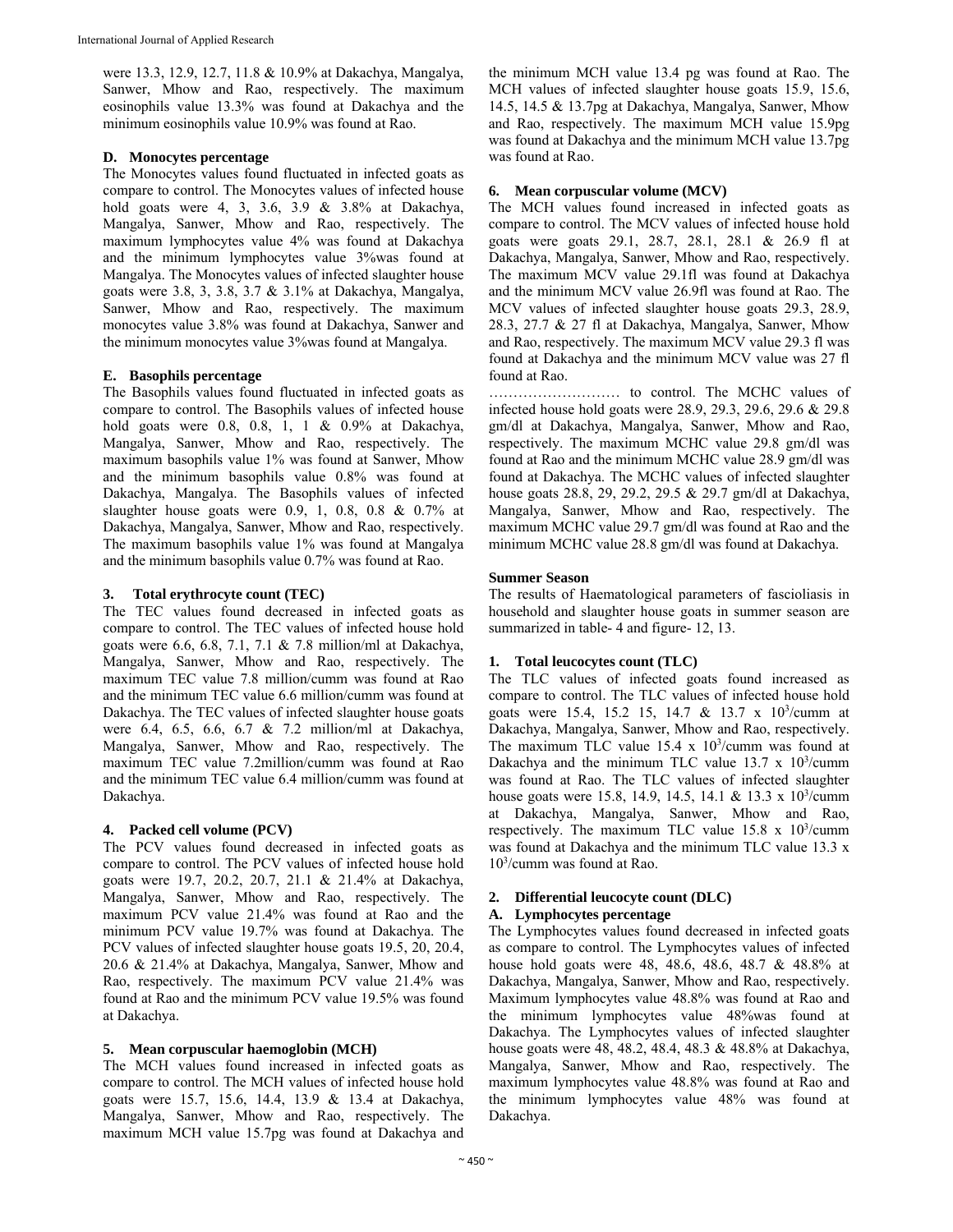were 13.3, 12.9, 12.7, 11.8 & 10.9% at Dakachya, Mangalya, Sanwer, Mhow and Rao, respectively. The maximum eosinophils value 13.3% was found at Dakachya and the minimum eosinophils value 10.9% was found at Rao.

#### D. Monocytes percentage

The Monocytes values found fluctuated in infected goats as compare to control. The Monocytes values of infected house hold goats were 4, 3, 3.6, 3.9 & 3.8% at Dakachya, Mangalya, Sanwer, Mhow and Rao, respectively. The maximum lymphocytes value 4% was found at Dakachya and the minimum lymphocytes value 3%was found at Mangalya. The Monocytes values of infected slaughter house goats were 3.8, 3, 3.8, 3.7 & 3.1% at Dakachya, Mangalya, Sanwer, Mhow and Rao, respectively. The maximum monocytes value 3.8% was found at Dakachya, Sanwer and the minimum monocytes value 3%was found at Mangalya.

#### E. Basophils percentage

The Basophils values found fluctuated in infected goats as compare to control. The Basophils values of infected house hold goats were 0.8, 0.8, 1, 1 & 0.9% at Dakachya, Mangalya, Sanwer, Mhow and Rao, respectively. The maximum basophils value 1% was found at Sanwer, Mhow and the minimum basophils value 0.8% was found at Dakachya, Mangalya. The Basophils values of infected slaughter house goats were 0.9, 1, 0.8, 0.8 & 0.7% at Dakachya, Mangalya, Sanwer, Mhow and Rao, respectively. The maximum basophils value 1% was found at Mangalya and the minimum basophils value 0.7% was found at Rao.

### 3. Total erythrocyte count (TEC)

The TEC values found decreased in infected goats as compare to control. The TEC values of infected house hold goats were 6.6, 6.8, 7.1, 7.1 & 7.8 million/ml at Dakachya, Mangalya, Sanwer, Mhow and Rao, respectively. The maximum TEC value 7.8 million/cumm was found at Rao and the minimum TEC value 6.6 million/cumm was found at Dakachya. The TEC values of infected slaughter house goats were 6.4, 6.5, 6.6, 6.7 & 7.2 million/ml at Dakachya, Mangalya, Sanwer, Mhow and Rao, respectively. The maximum TEC value 7.2million/cumm was found at Rao and the minimum TEC value 6.4 million/cumm was found at Dakachya.

### 4. Packed cell volume (PCV)

The PCV values found decreased in infected goats as compare to control. The PCV values of infected house hold goats were 19.7, 20.2, 20.7, 21.1 & 21.4% at Dakachya, Mangalya, Sanwer, Mhow and Rao, respectively. The maximum PCV value 21.4% was found at Rao and the minimum PCV value 19.7% was found at Dakachya. The PCV values of infected slaughter house goats 19.5, 20, 20.4, 20.6 & 21.4% at Dakachya, Mangalya, Sanwer, Mhow and Rao, respectively. The maximum PCV value 21.4% was found at Rao and the minimum PCV value 19.5% was found at Dakachya.

### 5. Mean corpuscular haemoglobin (MCH)

The MCH values found increased in infected goats as compare to control. The MCH values of infected house hold goats were 15.7, 15.6, 14.4, 13.9 & 13.4 at Dakachya, Mangalya, Sanwer, Mhow and Rao, respectively. The maximum MCH value 15.7pg was found at Dakachya and the minimum MCH value 13.4 pg was found at Rao. The MCH values of infected slaughter house goats 15.9, 15.6, 14.5, 14.5 & 13.7pg at Dakachya, Mangalya, Sanwer, Mhow and Rao, respectively. The maximum MCH value 15.9pg was found at Dakachya and the minimum MCH value 13.7pg was found at Rao.

### 6. Mean corpuscular volume (MCV)

The MCH values found increased in infected goats as compare to control. The MCV values of infected house hold goats were goats 29.1, 28.7, 28.1, 28.1 & 26.9 fl at Dakachya, Mangalya, Sanwer, Mhow and Rao, respectively. The maximum MCV value 29.1fl was found at Dakachya and the minimum MCV value 26.9fl was found at Rao. The MCV values of infected slaughter house goats 29.3, 28.9, 28.3, 27.7 & 27 fl at Dakachya, Mangalya, Sanwer, Mhow and Rao, respectively. The maximum MCV value 29.3 fl was found at Dakachya and the minimum MCV value was 27 fl found at Rao.

……………………… to control. The MCHC values of infected house hold goats were 28.9, 29.3, 29.6, 29.6 & 29.8 gm/dl at Dakachya, Mangalya, Sanwer, Mhow and Rao, respectively. The maximum MCHC value 29.8 gm/dl was found at Rao and the minimum MCHC value 28.9 gm/dl was found at Dakachya. The MCHC values of infected slaughter house goats 28.8, 29, 29.2, 29.5 & 29.7 gm/dl at Dakachya, Mangalya, Sanwer, Mhow and Rao, respectively. The maximum MCHC value 29.7 gm/dl was found at Rao and the minimum MCHC value 28.8 gm/dl was found at Dakachya.

**Summer Season**

The results of Haematological parameters of fascioliasis in household and slaughter house goats in summer season are summarized in table- 4 and figure- 12, 13.

### 1. Total leucocytes count (TLC)

The TLC values of infected goats found increased as compare to control. The TLC values of infected house hold goats were 15.4, 15.2 15, 14.7 & 13.7 x $10^3$/cumm at Dakachya, Mangalya, Sanwer, Mhow and Rao, respectively. The maximum TLC value 15.4 x $10^3$/cumm was found at Dakachya and the minimum TLC value 13.7 x $10^3$/cumm was found at Rao. The TLC values of infected slaughter house goats were 15.8, 14.9, 14.5, 14.1 & 13.3 x $10^3$/cumm at Dakachya, Mangalya, Sanwer, Mhow and Rao, respectively. The maximum TLC value 15.8 x $10^3$/cumm was found at Dakachya and the minimum TLC value 13.3 x $10^3$/cumm was found at Rao.

### 2. Differential leucocyte count (DLC)

#### A. Lymphocytes percentage

The Lymphocytes values found decreased in infected goats as compare to control. The Lymphocytes values of infected house hold goats were 48, 48.6, 48.6, 48.7 & 48.8% at Dakachya, Mangalya, Sanwer, Mhow and Rao, respectively. Maximum lymphocytes value 48.8% was found at Rao and the minimum lymphocytes value 48%was found at Dakachya. The Lymphocytes values of infected slaughter house goats were 48, 48.2, 48.4, 48.3 & 48.8% at Dakachya, Mangalya, Sanwer, Mhow and Rao, respectively. The maximum lymphocytes value 48.8% was found at Rao and the minimum lymphocytes value 48% was found at Dakachya.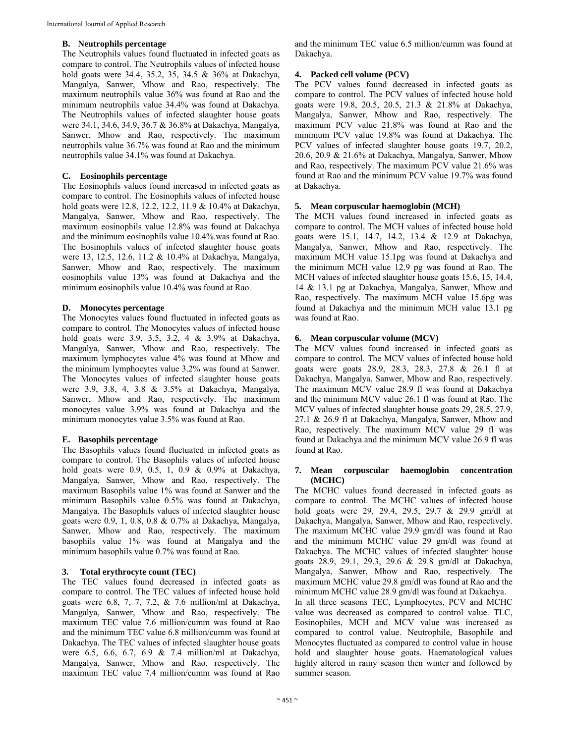### B. Neutrophils percentage

The Neutrophils values found fluctuated in infected goats as compare to control. The Neutrophils values of infected house hold goats were 34.4, 35.2, 35, 34.5 & 36% at Dakachya, Mangalya, Sanwer, Mhow and Rao, respectively. The maximum neutrophils value 36% was found at Rao and the minimum neutrophils value 34.4% was found at Dakachya. The Neutrophils values of infected slaughter house goats were 34.1, 34.6, 34.9, 36.7 & 36.8% at Dakachya, Mangalya, Sanwer, Mhow and Rao, respectively. The maximum neutrophils value 36.7% was found at Rao and the minimum neutrophils value 34.1% was found at Dakachya.

### C. Eosinophils percentage

The Eosinophils values found increased in infected goats as compare to control. The Eosinophils values of infected house hold goats were 12.8, 12.2, 12.2, 11.9 & 10.4% at Dakachya, Mangalya, Sanwer, Mhow and Rao, respectively. The maximum eosinophils value 12.8% was found at Dakachya and the minimum eosinophils value 10.4%.was found at Rao. The Eosinophils values of infected slaughter house goats were 13, 12.5, 12.6, 11.2 & 10.4% at Dakachya, Mangalya, Sanwer, Mhow and Rao, respectively. The maximum eosinophils value 13% was found at Dakachya and the minimum eosinophils value 10.4% was found at Rao.

### D. Monocytes percentage

The Monocytes values found fluctuated in infected goats as compare to control. The Monocytes values of infected house hold goats were 3.9, 3.5, 3.2, 4 & 3.9% at Dakachya, Mangalya, Sanwer, Mhow and Rao, respectively. The maximum lymphocytes value 4% was found at Mhow and the minimum lymphocytes value 3.2% was found at Sanwer. The Monocytes values of infected slaughter house goats were 3.9, 3.8, 4, 3.8 & 3.5% at Dakachya, Mangalya, Sanwer, Mhow and Rao, respectively. The maximum monocytes value 3.9% was found at Dakachya and the minimum monocytes value 3.5% was found at Rao.

### E. Basophils percentage

The Basophils values found fluctuated in infected goats as compare to control. The Basophils values of infected house hold goats were 0.9, 0.5, 1, 0.9 & 0.9% at Dakachya, Mangalya, Sanwer, Mhow and Rao, respectively. The maximum Basophils value 1% was found at Sanwer and the minimum Basophils value 0.5% was found at Dakachya, Mangalya. The Basophils values of infected slaughter house goats were 0.9, 1, 0.8, 0.8 & 0.7% at Dakachya, Mangalya, Sanwer, Mhow and Rao, respectively. The maximum basophils value 1% was found at Mangalya and the minimum basophils value 0.7% was found at Rao.

### 3. Total erythrocyte count (TEC)

The TEC values found decreased in infected goats as compare to control. The TEC values of infected house hold goats were 6.8, 7, 7, 7.2, & 7.6 million/ml at Dakachya, Mangalya, Sanwer, Mhow and Rao, respectively. The maximum TEC value 7.6 million/cumm was found at Rao and the minimum TEC value 6.8 million/cumm was found at Dakachya. The TEC values of infected slaughter house goats were 6.5, 6.6, 6.7, 6.9 & 7.4 million/ml at Dakachya, Mangalya, Sanwer, Mhow and Rao, respectively. The maximum TEC value 7.4 million/cumm was found at Rao and the minimum TEC value 6.5 million/cumm was found at Dakachya.

### 4. Packed cell volume (PCV)

The PCV values found decreased in infected goats as compare to control. The PCV values of infected house hold goats were 19.8, 20.5, 20.5, 21.3 & 21.8% at Dakachya, Mangalya, Sanwer, Mhow and Rao, respectively. The maximum PCV value 21.8% was found at Rao and the minimum PCV value 19.8% was found at Dakachya. The PCV values of infected slaughter house goats 19.7, 20.2, 20.6, 20.9 & 21.6% at Dakachya, Mangalya, Sanwer, Mhow and Rao, respectively. The maximum PCV value 21.6% was found at Rao and the minimum PCV value 19.7% was found at Dakachya.

### 5. Mean corpuscular haemoglobin (MCH)

The MCH values found increased in infected goats as compare to control. The MCH values of infected house hold goats were 15.1, 14.7, 14.2, 13.4 & 12.9 at Dakachya, Mangalya, Sanwer, Mhow and Rao, respectively. The maximum MCH value 15.1pg was found at Dakachya and the minimum MCH value 12.9 pg was found at Rao. The MCH values of infected slaughter house goats 15.6, 15, 14.4, 14 & 13.1 pg at Dakachya, Mangalya, Sanwer, Mhow and Rao, respectively. The maximum MCH value 15.6pg was found at Dakachya and the minimum MCH value 13.1 pg was found at Rao.

### 6. Mean corpuscular volume (MCV)

The MCV values found increased in infected goats as compare to control. The MCV values of infected house hold goats were goats 28.9, 28.3, 28.3, 27.8 & 26.1 fl at Dakachya, Mangalya, Sanwer, Mhow and Rao, respectively. The maximum MCV value 28.9 fl was found at Dakachya and the minimum MCV value 26.1 fl was found at Rao. The MCV values of infected slaughter house goats 29, 28.5, 27.9, 27.1 & 26.9 fl at Dakachya, Mangalya, Sanwer, Mhow and Rao, respectively. The maximum MCV value 29 fl was found at Dakachya and the minimum MCV value 26.9 fl was found at Rao.

### 7. Mean corpuscular haemoglobin concentration (MCHC)

The MCHC values found decreased in infected goats as compare to control. The MCHC values of infected house hold goats were 29, 29.4, 29.5, 29.7 & 29.9 gm/dl at Dakachya, Mangalya, Sanwer, Mhow and Rao, respectively. The maximum MCHC value 29.9 gm/dl was found at Rao and the minimum MCHC value 29 gm/dl was found at Dakachya. The MCHC values of infected slaughter house goats 28.9, 29.1, 29.3, 29.6 & 29.8 gm/dl at Dakachya, Mangalya, Sanwer, Mhow and Rao, respectively. The maximum MCHC value 29.8 gm/dl was found at Rao and the minimum MCHC value 28.9 gm/dl was found at Dakachya.

In all three seasons TEC, Lymphocytes, PCV and MCHC value was decreased as compared to control value. TLC, Eosinophiles, MCH and MCV value was increased as compared to control value. Neutrophile, Basophile and Monocytes fluctuated as compared to control value in house hold and slaughter house goats. Haematological values highly altered in rainy season then winter and followed by summer season.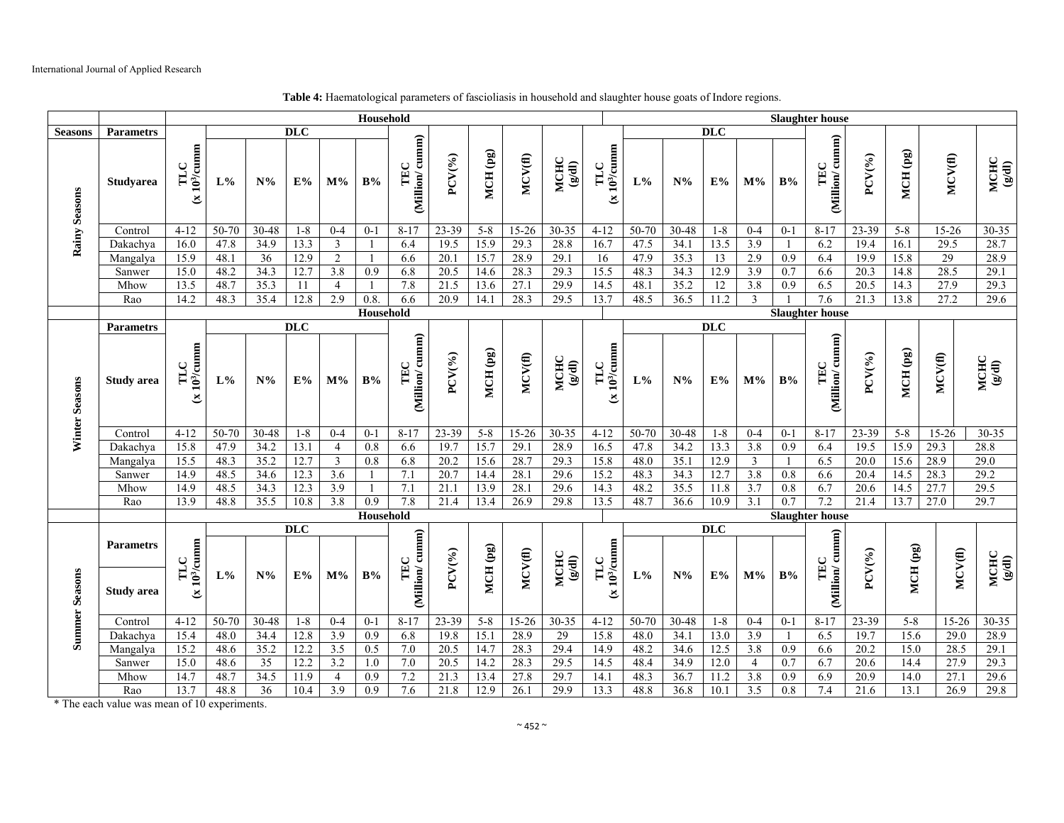**Table 4:** Haematological parameters of fascioliasis in household and slaughter house goats of Indore regions.

| Seasons | Parametrs | Household | | | | | | | | | | | Slaughter house | | | | | | | | | | |
|---|---|---|---|---|---|---|---|---|---|---|---|---|---|---|---|---|---|---|---|---|---|---|---|
| | | | DLC | | | | | | | | | | | DLC | | | | | | | | | |
| Rainy Seasons | Studyarea | TLC ($x\ 10^3$/cumm | L% | N% | E% | M% | B% | TEC (Million/ cumm) | PCV(%) | MCH (pg) | MCV(fl) | MCHC (g/dl) | TLC ($x\ 10^3$/cumm | L% | N% | E% | M% | B% | TEC (Million/ cumm) | PCV(%) | MCH (pg) | MCV(fl) | MCHC (g/dl) |
| | Control | 4-12 | 50-70 | 30-48 | 1-8 | 0-4 | 0-1 | 8-17 | 23-39 | 5-8 | 15-26 | 30-35 | 4-12 | 50-70 | 30-48 | 1-8 | 0-4 | 0-1 | 8-17 | 23-39 | 5-8 | 15-26 | 30-35 |
| | Dakachya | 16.0 | 47.8 | 34.9 | 13.3 | 3 | 1 | 6.4 | 19.5 | 15.9 | 29.3 | 28.8 | 16.7 | 47.5 | 34.1 | 13.5 | 3.9 | 1 | 6.2 | 19.4 | 16.1 | 29.5 | 28.7 |
| | Mangalya | 15.9 | 48.1 | 36 | 12.9 | 2 | 1 | 6.6 | 20.1 | 15.7 | 28.9 | 29.1 | 16 | 47.9 | 35.3 | 13 | 2.9 | 0.9 | 6.4 | 19.9 | 15.8 | 29 | 28.9 |
| | Sanwer | 15.0 | 48.2 | 34.3 | 12.7 | 3.8 | 0.9 | 6.8 | 20.5 | 14.6 | 28.3 | 29.3 | 15.5 | 48.3 | 34.3 | 12.9 | 3.9 | 0.7 | 6.6 | 20.3 | 14.8 | 28.5 | 29.1 |
| | Mhow | 13.5 | 48.7 | 35.3 | 11 | 4 | 1 | 7.8 | 21.5 | 13.6 | 27.1 | 29.9 | 14.5 | 48.1 | 35.2 | 12 | 3.8 | 0.9 | 6.5 | 20.5 | 14.3 | 27.9 | 29.3 |
| | Rao | 14.2 | 48.3 | 35.4 | 12.8 | 2.9 | 0.8. | 6.6 | 20.9 | 14.1 | 28.3 | 29.5 | 13.7 | 48.5 | 36.5 | 11.2 | 3 | 1 | 7.6 | 21.3 | 13.8 | 27.2 | 29.6 |
| | | Household | | | | | | | | | | | Slaughter house | | | | | | | | | | |
| | Parametrs | | DLC | | | | | | | | | | | DLC | | | | | | | | | |
| Winter Seasons | Study area | TLC ($x\ 10^3$/cumm | L% | N% | E% | M% | B% | TEC (Million/ cumm) | PCV(%) | MCH (pg) | MCV(fl) | MCHC (g/dl) | TLC ($x\ 10^3$/cumm | L% | N% | E% | M% | B% | TEC (Million/ cumm) | PCV(%) | MCH (pg) | MCV(fl) | MCHC (g/dl) |
| | Control | 4-12 | 50-70 | 30-48 | 1-8 | 0-4 | 0-1 | 8-17 | 23-39 | 5-8 | 15-26 | 30-35 | 4-12 | 50-70 | 30-48 | 1-8 | 0-4 | 0-1 | 8-17 | 23-39 | 5-8 | 15-26 | 30-35 |
| | Dakachya | 15.8 | 47.9 | 34.2 | 13.1 | 4 | 0.8 | 6.6 | 19.7 | 15.7 | 29.1 | 28.9 | 16.5 | 47.8 | 34.2 | 13.3 | 3.8 | 0.9 | 6.4 | 19.5 | 15.9 | 29.3 | 28.8 |
| | Mangalya | 15.5 | 48.3 | 35.2 | 12.7 | 3 | 0.8 | 6.8 | 20.2 | 15.6 | 28.7 | 29.3 | 15.8 | 48.0 | 35.1 | 12.9 | 3 | 1 | 6.5 | 20.0 | 15.6 | 28.9 | 29.0 |
| | Sanwer | 14.9 | 48.5 | 34.6 | 12.3 | 3.6 | 1 | 7.1 | 20.7 | 14.4 | 28.1 | 29.6 | 15.2 | 48.3 | 34.3 | 12.7 | 3.8 | 0.8 | 6.6 | 20.4 | 14.5 | 28.3 | 29.2 |
| | Mhow | 14.9 | 48.5 | 34.3 | 12.3 | 3.9 | 1 | 7.1 | 21.1 | 13.9 | 28.1 | 29.6 | 14.3 | 48.2 | 35.5 | 11.8 | 3.7 | 0.8 | 6.7 | 20.6 | 14.5 | 27.7 | 29.5 |
| | Rao | 13.9 | 48.8 | 35.5 | 10.8 | 3.8 | 0.9 | 7.8 | 21.4 | 13.4 | 26.9 | 29.8 | 13.5 | 48.7 | 36.6 | 10.9 | 3.1 | 0.7 | 7.2 | 21.4 | 13.7 | 27.0 | 29.7 |
| | | Household | | | | | | | | | | | Slaughter house | | | | | | | | | | |
| | Parametrs | | DLC | | | | | | | | | | | DLC | | | | | | | | | |
| Summer Seasons | Study area | TLC ($x\ 10^3$/cumm | L% | N% | E% | M% | B% | TEC (Million/ cumm) | PCV(%) | MCH (pg) | MCV(fl) | MCHC (g/dl) | TLC ($x\ 10^3$/cumm | L% | N% | E% | M% | B% | TEC (Million/ cumm) | PCV(%) | MCH (pg) | MCV(fl) | MCHC (g/dl) |
| | Control | 4-12 | 50-70 | 30-48 | 1-8 | 0-4 | 0-1 | 8-17 | 23-39 | 5-8 | 15-26 | 30-35 | 4-12 | 50-70 | 30-48 | 1-8 | 0-4 | 0-1 | 8-17 | 23-39 | 5-8 | 15-26 | 30-35 |
| | Dakachya | 15.4 | 48.0 | 34.4 | 12.8 | 3.9 | 0.9 | 6.8 | 19.8 | 15.1 | 28.9 | 29 | 15.8 | 48.0 | 34.1 | 13.0 | 3.9 | 1 | 6.5 | 19.7 | 15.6 | 29.0 | 28.9 |
| | Mangalya | 15.2 | 48.6 | 35.2 | 12.2 | 3.5 | 0.5 | 7.0 | 20.5 | 14.7 | 28.3 | 29.4 | 14.9 | 48.2 | 34.6 | 12.5 | 3.8 | 0.9 | 6.6 | 20.2 | 15.0 | 28.5 | 29.1 |
| | Sanwer | 15.0 | 48.6 | 35 | 12.2 | 3.2 | 1.0 | 7.0 | 20.5 | 14.2 | 28.3 | 29.5 | 14.5 | 48.4 | 34.9 | 12.0 | 4 | 0.7 | 6.7 | 20.6 | 14.4 | 27.9 | 29.3 |
| | Mhow | 14.7 | 48.7 | 34.5 | 11.9 | 4 | 0.9 | 7.2 | 21.3 | 13.4 | 27.8 | 29.7 | 14.1 | 48.3 | 36.7 | 11.2 | 3.8 | 0.9 | 6.9 | 20.9 | 14.0 | 27.1 | 29.6 |
| | Rao | 13.7 | 48.8 | 36 | 10.4 | 3.9 | 0.9 | 7.6 | 21.8 | 12.9 | 26.1 | 29.9 | 13.3 | 48.8 | 36.8 | 10.1 | 3.5 | 0.8 | 7.4 | 21.6 | 13.1 | 26.9 | 29.8 |

* The each value was mean of 10 experiments.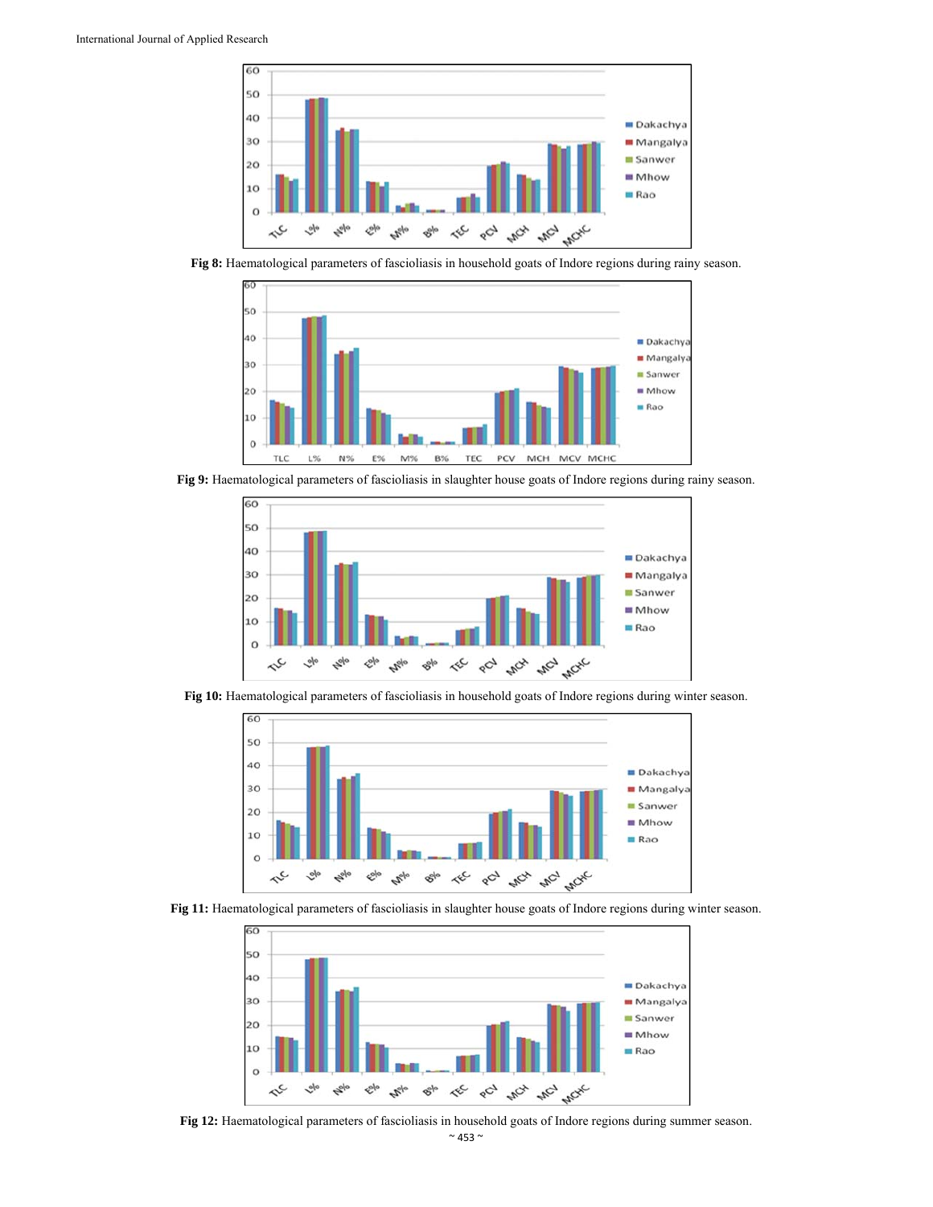**Fig 8:** Haematological parameters of fascioliasis in household goats of Indore regions during rainy season.

**Fig 9:** Haematological parameters of fascioliasis in slaughter house goats of Indore regions during rainy season.

**Fig 10:** Haematological parameters of fascioliasis in household goats of Indore regions during winter season.

**Fig 11:** Haematological parameters of fascioliasis in slaughter house goats of Indore regions during winter season.

**Fig 12:** Haematological parameters of fascioliasis in household goats of Indore regions during summer season.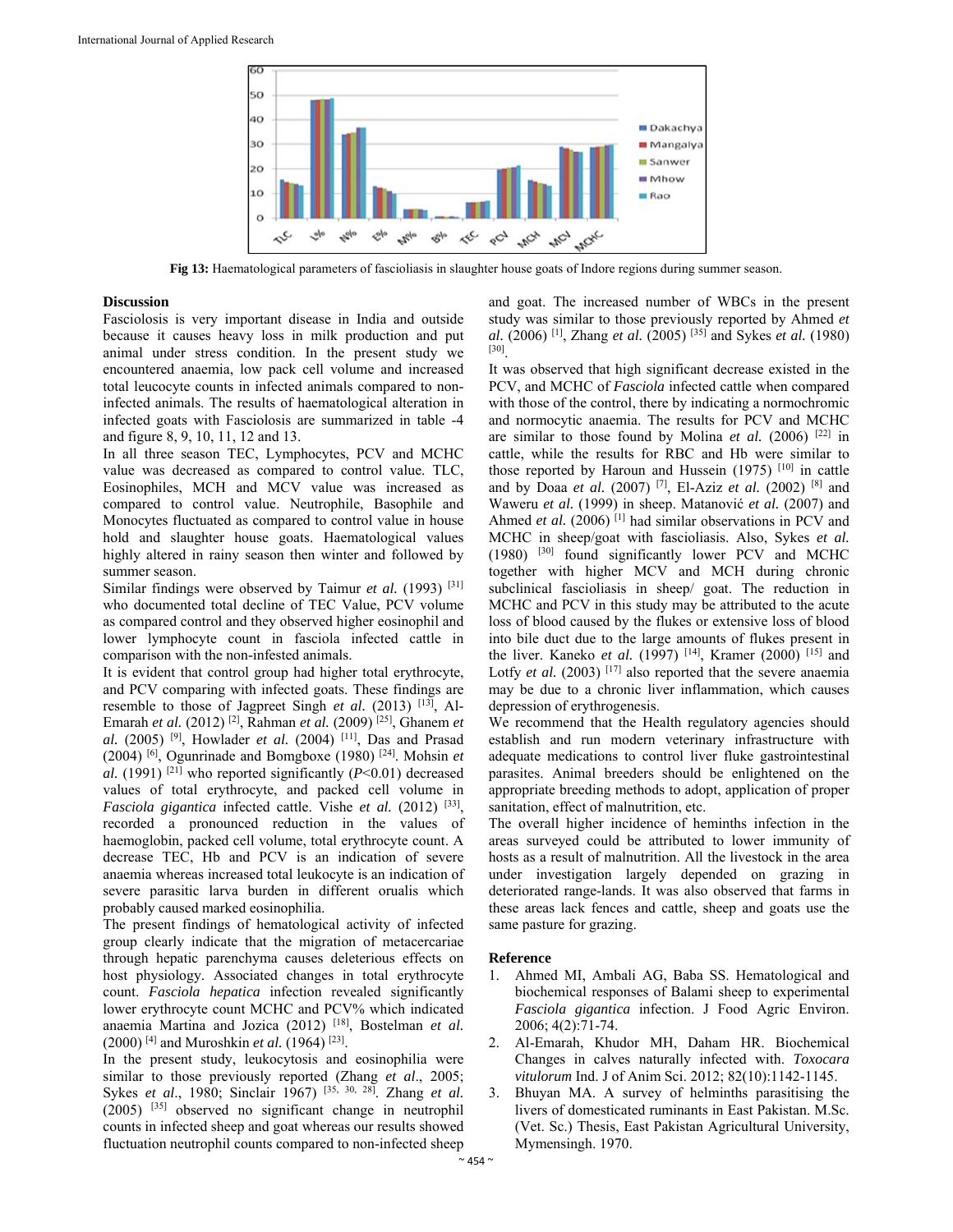Fig 13: Haematological parameters of fascioliasis in slaughter house goats of Indore regions during summer season.

## Discussion

Fasciolosis is very important disease in India and outside because it causes heavy loss in milk production and put animal under stress condition. In the present study we encountered anaemia, low pack cell volume and increased total leucocyte counts in infected animals compared to non-infected animals. The results of haematological alteration in infected goats with Fasciolosis are summarized in table -4 and figure 8, 9, 10, 11, 12 and 13.

In all three season TEC, Lymphocytes, PCV and MCHC value was decreased as compared to control value. TLC, Eosinophiles, MCH and MCV value was increased as compared to control value. Neutrophile, Basophile and Monocytes fluctuated as compared to control value in house hold and slaughter house goats. Haematological values highly altered in rainy season then winter and followed by summer season.

Similar findings were observed by Taimur *et al.* (1993) [31] who documented total decline of TEC Value, PCV volume as compared control and they observed higher eosinophil and lower lymphocyte count in fasciola infected cattle in comparison with the non-infested animals.

It is evident that control group had higher total erythrocyte, and PCV comparing with infected goats. These findings are resemble to those of Jagpreet Singh *et al.* (2013) [13], Al-Emarah *et al.* (2012) [2], Rahman *et al.* (2009) [25], Ghanem *et al.* (2005) [9], Howlader *et al.* (2004) [11], Das and Prasad (2004) [6], Ogunrinade and Bomgboxe (1980) [24]. Mohsin *et al.* (1991) [21] who reported significantly ($P$<0.01) decreased values of total erythrocyte, and packed cell volume in *Fasciola gigantica* infected cattle. Vishe *et al.* (2012) [33], recorded a pronounced reduction in the values of haemoglobin, packed cell volume, total erythrocyte count. A decrease TEC, Hb and PCV is an indication of severe anaemia whereas increased total leukocyte is an indication of severe parasitic larva burden in different orualis which probably caused marked eosinophilia.

The present findings of hematological activity of infected group clearly indicate that the migration of metacercariae through hepatic parenchyma causes deleterious effects on host physiology. Associated changes in total erythrocyte count. *Fasciola hepatica* infection revealed significantly lower erythrocyte count MCHC and PCV% which indicated anaemia Martina and Jozica (2012) [18], Bostelman *et al.* (2000) [4] and Muroshkin *et al.* (1964) [23].

In the present study, leukocytosis and eosinophilia were similar to those previously reported (Zhang *et al*., 2005; Sykes *et al*., 1980; Sinclair 1967) [35, 30, 28]. Zhang *et al.* (2005) [35] observed no significant change in neutrophil counts in infected sheep and goat whereas our results showed fluctuation neutrophil counts compared to non-infected sheep and goat. The increased number of WBCs in the present study was similar to those previously reported by Ahmed *et al.* (2006) [1], Zhang *et al.* (2005) [35] and Sykes *et al.* (1980) [30].

It was observed that high significant decrease existed in the PCV, and MCHC of *Fasciola* infected cattle when compared with those of the control, there by indicating a normochromic and normocytic anaemia. The results for PCV and MCHC are similar to those found by Molina *et al.* (2006) [22] in cattle, while the results for RBC and Hb were similar to those reported by Haroun and Hussein (1975) [10] in cattle and by Doaa *et al.* (2007) [7], El-Aziz *et al.* (2002) [8] and Waweru *et al.* (1999) in sheep. Matanović *et al.* (2007) and Ahmed *et al.* (2006) [1] had similar observations in PCV and MCHC in sheep/goat with fascioliasis. Also, Sykes *et al.* (1980) [30] found significantly lower PCV and MCHC together with higher MCV and MCH during chronic subclinical fascioliasis in sheep/ goat. The reduction in MCHC and PCV in this study may be attributed to the acute loss of blood caused by the flukes or extensive loss of blood into bile duct due to the large amounts of flukes present in the liver. Kaneko *et al.* (1997) [14], Kramer (2000) [15] and Lotfy *et al.* (2003) [17] also reported that the severe anaemia may be due to a chronic liver inflammation, which causes depression of erythrogenesis.

We recommend that the Health regulatory agencies should establish and run modern veterinary infrastructure with adequate medications to control liver fluke gastrointestinal parasites. Animal breeders should be enlightened on the appropriate breeding methods to adopt, application of proper sanitation, effect of malnutrition, etc.

The overall higher incidence of heminths infection in the areas surveyed could be attributed to lower immunity of hosts as a result of malnutrition. All the livestock in the area under investigation largely depended on grazing in deteriorated range-lands. It was also observed that farms in these areas lack fences and cattle, sheep and goats use the same pasture for grazing.

## Reference

1. Ahmed MI, Ambali AG, Baba SS. Hematological and biochemical responses of Balami sheep to experimental *Fasciola gigantica* infection. J Food Agric Environ. 2006; 4(2):71-74.
2. Al-Emarah, Khudor MH, Daham HR. Biochemical Changes in calves naturally infected with. *Toxocara vitulorum* Ind. J of Anim Sci. 2012; 82(10):1142-1145.
3. Bhuyan MA. A survey of helminths parasitising the livers of domesticated ruminants in East Pakistan. M.Sc. (Vet. Sc.) Thesis, East Pakistan Agricultural University, Mymensingh. 1970.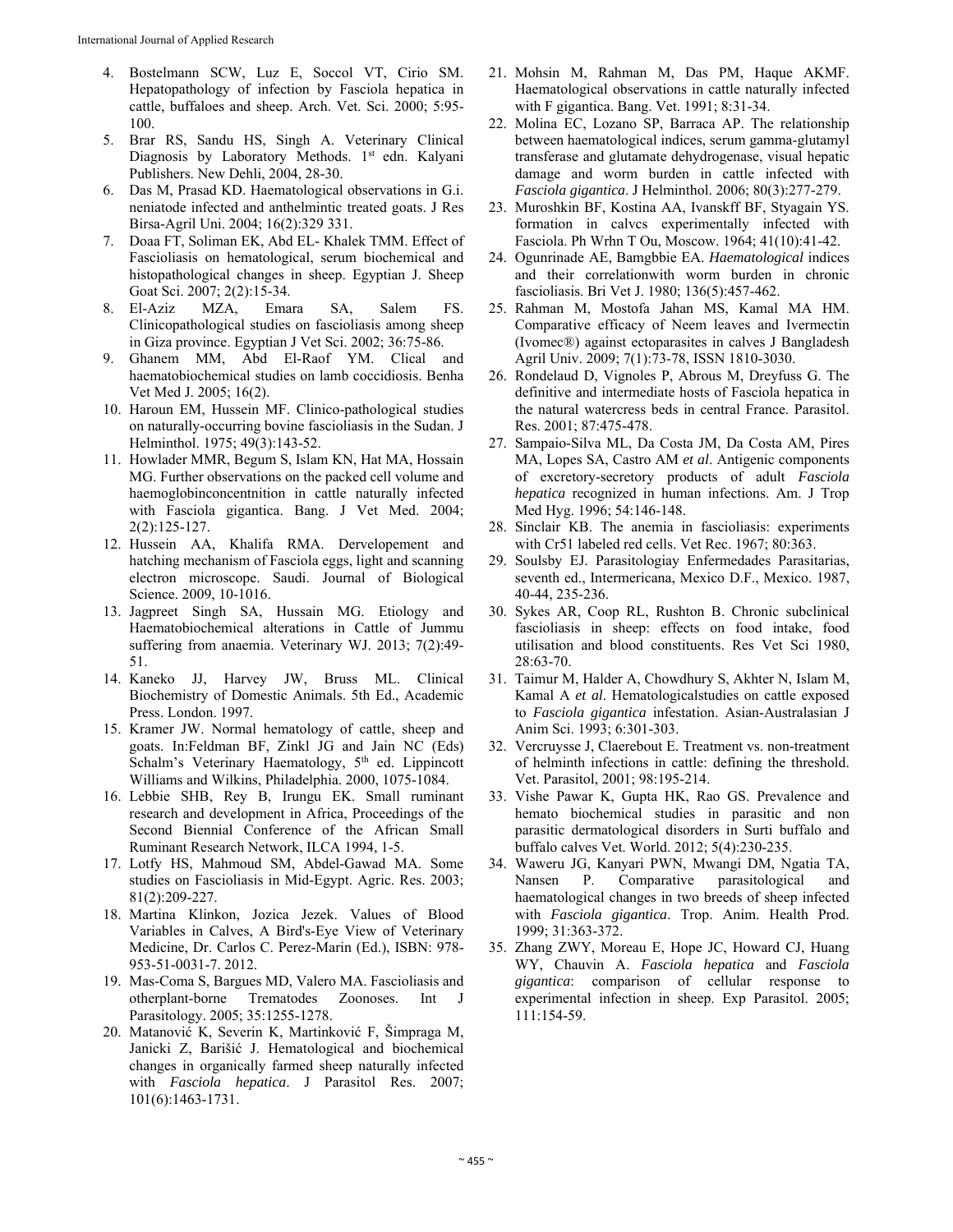4. Bostelmann SCW, Luz E, Soccol VT, Cirio SM. Hepatopathology of infection by Fasciola hepatica in cattle, buffaloes and sheep. Arch. Vet. Sci. 2000; 5:95-100.
5. Brar RS, Sandu HS, Singh A. Veterinary Clinical Diagnosis by Laboratory Methods. 1st edn. Kalyani Publishers. New Dehli, 2004, 28-30.
6. Das M, Prasad KD. Haematological observations in G.i. neniatode infected and anthelmintic treated goats. J Res Birsa-Agril Uni. 2004; 16(2):329 331.
7. Doaa FT, Soliman EK, Abd EL- Khalek TMM. Effect of Fascioliasis on hematological, serum biochemical and histopathological changes in sheep. Egyptian J. Sheep Goat Sci. 2007; 2(2):15-34.
8. El-Aziz MZA, Emara SA, Salem FS. Clinicopathological studies on fascioliasis among sheep in Giza province. Egyptian J Vet Sci. 2002; 36:75-86.
9. Ghanem MM, Abd El-Raof YM. Clical and haematobiochemical studies on lamb coccidiosis. Benha Vet Med J. 2005; 16(2).
10. Haroun EM, Hussein MF. Clinico-pathological studies on naturally-occurring bovine fascioliasis in the Sudan. J Helminthol. 1975; 49(3):143-52.
11. Howlader MMR, Begum S, Islam KN, Hat MA, Hossain MG. Further observations on the packed cell volume and haemoglobinconcentnition in cattle naturally infected with Fasciola gigantica. Bang. J Vet Med. 2004; 2(2):125-127.
12. Hussein AA, Khalifa RMA. Dervelopement and hatching mechanism of Fasciola eggs, light and scanning electron microscope. Saudi. Journal of Biological Science. 2009, 10-1016.
13. Jagpreet Singh SA, Hussain MG. Etiology and Haematobiochemical alterations in Cattle of Jummu suffering from anaemia. Veterinary WJ. 2013; 7(2):49-51.
14. Kaneko JJ, Harvey JW, Bruss ML. Clinical Biochemistry of Domestic Animals. 5th Ed., Academic Press. London. 1997.
15. Kramer JW. Normal hematology of cattle, sheep and goats. In:Feldman BF, Zinkl JG and Jain NC (Eds) Schalm's Veterinary Haematology, 5th ed. Lippincott Williams and Wilkins, Philadelphia. 2000, 1075-1084.
16. Lebbie SHB, Rey B, Irungu EK. Small ruminant research and development in Africa, Proceedings of the Second Biennial Conference of the African Small Ruminant Research Network, ILCA 1994, 1-5.
17. Lotfy HS, Mahmoud SM, Abdel-Gawad MA. Some studies on Fascioliasis in Mid-Egypt. Agric. Res. 2003; 81(2):209-227.
18. Martina Klinkon, Jozica Jezek. Values of Blood Variables in Calves, A Bird's-Eye View of Veterinary Medicine, Dr. Carlos C. Perez-Marin (Ed.), ISBN: 978-953-51-0031-7. 2012.
19. Mas-Coma S, Bargues MD, Valero MA. Fascioliasis and otherplant-borne Trematodes Zoonoses. Int J Parasitology. 2005; 35:1255-1278.
20. Matanović K, Severin K, Martinković F, Šimpraga M, Janicki Z, Barišić J. Hematological and biochemical changes in organically farmed sheep naturally infected with *Fasciola hepatica*. J Parasitol Res. 2007; 101(6):1463-1731.
21. Mohsin M, Rahman M, Das PM, Haque AKMF. Haematological observations in cattle naturally infected with F gigantica. Bang. Vet. 1991; 8:31-34.
22. Molina EC, Lozano SP, Barraca AP. The relationship between haematological indices, serum gamma-glutamyl transferase and glutamate dehydrogenase, visual hepatic damage and worm burden in cattle infected with *Fasciola gigantica*. J Helminthol. 2006; 80(3):277-279.
23. Muroshkin BF, Kostina AA, Ivanskff BF, Styagain YS. formation in calvcs experimentally infected with Fasciola. Ph Wrhn T Ou, Moscow. 1964; 41(10):41-42.
24. Ogunrinade AE, Bamgbbie EA. *Haematological* indices and their correlationwith worm burden in chronic fascioliasis. Bri Vet J. 1980; 136(5):457-462.
25. Rahman M, Mostofa Jahan MS, Kamal MA HM. Comparative efficacy of Neem leaves and Ivermectin (Ivomec®) against ectoparasites in calves J Bangladesh Agril Univ. 2009; 7(1):73-78, ISSN 1810-3030.
26. Rondelaud D, Vignoles P, Abrous M, Dreyfuss G. The definitive and intermediate hosts of Fasciola hepatica in the natural watercress beds in central France. Parasitol. Res. 2001; 87:475-478.
27. Sampaio-Silva ML, Da Costa JM, Da Costa AM, Pires MA, Lopes SA, Castro AM *et al*. Antigenic components of excretory-secretory products of adult *Fasciola hepatica* recognized in human infections. Am. J Trop Med Hyg. 1996; 54:146-148.
28. Sinclair KB. The anemia in fascioliasis: experiments with Cr51 labeled red cells. Vet Rec. 1967; 80:363.
29. Soulsby EJ. Parasitologiay Enfermedades Parasitarias, seventh ed., Intermericana, Mexico D.F., Mexico. 1987, 40-44, 235-236.
30. Sykes AR, Coop RL, Rushton B. Chronic subclinical fascioliasis in sheep: effects on food intake, food utilisation and blood constituents. Res Vet Sci 1980, 28:63-70.
31. Taimur M, Halder A, Chowdhury S, Akhter N, Islam M, Kamal A *et al*. Hematologicalstudies on cattle exposed to *Fasciola gigantica* infestation. Asian-Australasian J Anim Sci. 1993; 6:301-303.
32. Vercruysse J, Claerebout E. Treatment vs. non-treatment of helminth infections in cattle: defining the threshold. Vet. Parasitol, 2001; 98:195-214.
33. Vishe Pawar K, Gupta HK, Rao GS. Prevalence and hemato biochemical studies in parasitic and non parasitic dermatological disorders in Surti buffalo and buffalo calves Vet. World. 2012; 5(4):230-235.
34. Waweru JG, Kanyari PWN, Mwangi DM, Ngatia TA, Nansen P. Comparative parasitological and haematological changes in two breeds of sheep infected with *Fasciola gigantica*. Trop. Anim. Health Prod. 1999; 31:363-372.
35. Zhang ZWY, Moreau E, Hope JC, Howard CJ, Huang WY, Chauvin A. *Fasciola hepatica* and *Fasciola gigantica*: comparison of cellular response to experimental infection in sheep. Exp Parasitol. 2005; 111:154-59.